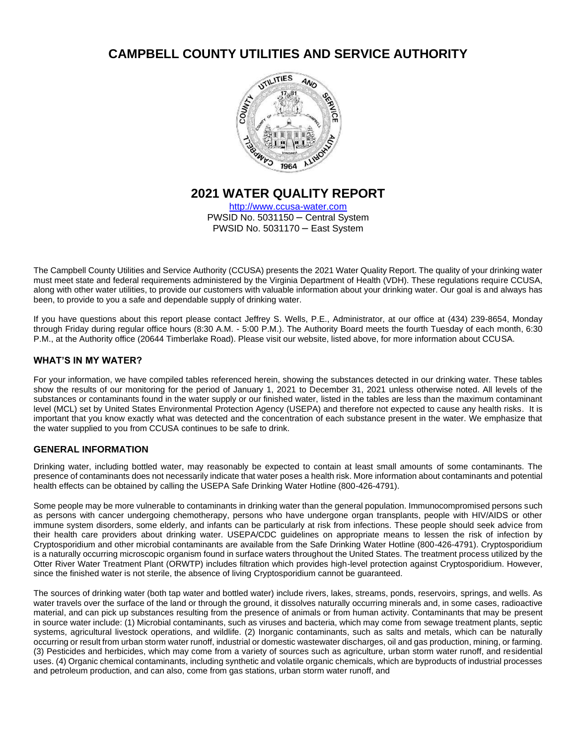# CAMPBELL COUNTY UTILITIES AND SERVICE AUTHORITY

## 2021 WATER QUALITY REPORT

http://www.ccusa-water.com
PWSID No. 5031150 – Central System
PWSID No. 5031170 – East System

The Campbell County Utilities and Service Authority (CCUSA) presents the 2021 Water Quality Report. The quality of your drinking water must meet state and federal requirements administered by the Virginia Department of Health (VDH). These regulations require CCUSA, along with other water utilities, to provide our customers with valuable information about your drinking water. Our goal is and always has been, to provide to you a safe and dependable supply of drinking water.

If you have questions about this report please contact Jeffrey S. Wells, P.E., Administrator, at our office at (434) 239-8654, Monday through Friday during regular office hours (8:30 A.M. - 5:00 P.M.). The Authority Board meets the fourth Tuesday of each month, 6:30 P.M., at the Authority office (20644 Timberlake Road). Please visit our website, listed above, for more information about CCUSA.

### WHAT'S IN MY WATER?

For your information, we have compiled tables referenced herein, showing the substances detected in our drinking water. These tables show the results of our monitoring for the period of January 1, 2021 to December 31, 2021 unless otherwise noted. All levels of the substances or contaminants found in the water supply or our finished water, listed in the tables are less than the maximum contaminant level (MCL) set by United States Environmental Protection Agency (USEPA) and therefore not expected to cause any health risks. It is important that you know exactly what was detected and the concentration of each substance present in the water. We emphasize that the water supplied to you from CCUSA continues to be safe to drink.

### GENERAL INFORMATION

Drinking water, including bottled water, may reasonably be expected to contain at least small amounts of some contaminants. The presence of contaminants does not necessarily indicate that water poses a health risk. More information about contaminants and potential health effects can be obtained by calling the USEPA Safe Drinking Water Hotline (800-426-4791).

Some people may be more vulnerable to contaminants in drinking water than the general population. Immunocompromised persons such as persons with cancer undergoing chemotherapy, persons who have undergone organ transplants, people with HIV/AIDS or other immune system disorders, some elderly, and infants can be particularly at risk from infections. These people should seek advice from their health care providers about drinking water. USEPA/CDC guidelines on appropriate means to lessen the risk of infection by Cryptosporidium and other microbial contaminants are available from the Safe Drinking Water Hotline (800-426-4791). Cryptosporidium is a naturally occurring microscopic organism found in surface waters throughout the United States. The treatment process utilized by the Otter River Water Treatment Plant (ORWTP) includes filtration which provides high-level protection against Cryptosporidium. However, since the finished water is not sterile, the absence of living Cryptosporidium cannot be guaranteed.

The sources of drinking water (both tap water and bottled water) include rivers, lakes, streams, ponds, reservoirs, springs, and wells. As water travels over the surface of the land or through the ground, it dissolves naturally occurring minerals and, in some cases, radioactive material, and can pick up substances resulting from the presence of animals or from human activity. Contaminants that may be present in source water include: (1) Microbial contaminants, such as viruses and bacteria, which may come from sewage treatment plants, septic systems, agricultural livestock operations, and wildlife. (2) Inorganic contaminants, such as salts and metals, which can be naturally occurring or result from urban storm water runoff, industrial or domestic wastewater discharges, oil and gas production, mining, or farming. (3) Pesticides and herbicides, which may come from a variety of sources such as agriculture, urban storm water runoff, and residential uses. (4) Organic chemical contaminants, including synthetic and volatile organic chemicals, which are byproducts of industrial processes and petroleum production, and can also, come from gas stations, urban storm water runoff, and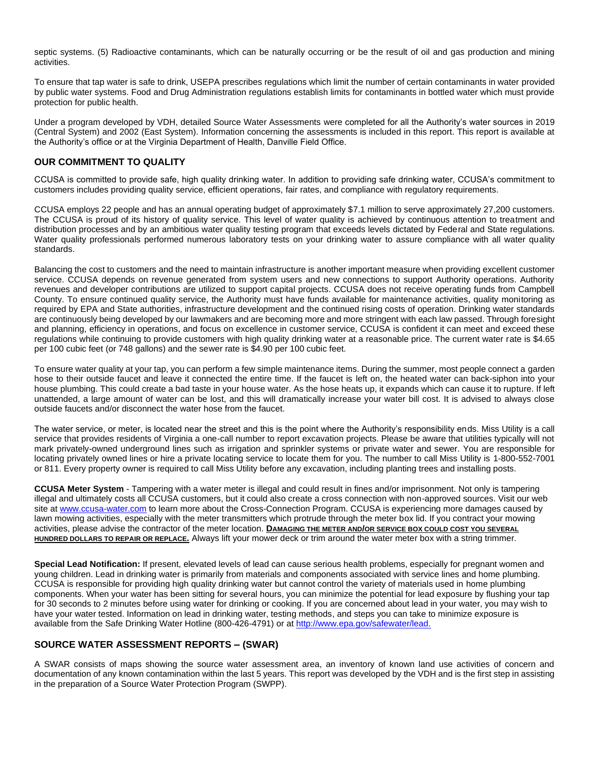septic systems. (5) Radioactive contaminants, which can be naturally occurring or be the result of oil and gas production and mining activities.

To ensure that tap water is safe to drink, USEPA prescribes regulations which limit the number of certain contaminants in water provided by public water systems. Food and Drug Administration regulations establish limits for contaminants in bottled water which must provide protection for public health.

Under a program developed by VDH, detailed Source Water Assessments were completed for all the Authority's water sources in 2019 (Central System) and 2002 (East System). Information concerning the assessments is included in this report. This report is available at the Authority's office or at the Virginia Department of Health, Danville Field Office.

## OUR COMMITMENT TO QUALITY

CCUSA is committed to provide safe, high quality drinking water. In addition to providing safe drinking water, CCUSA's commitment to customers includes providing quality service, efficient operations, fair rates, and compliance with regulatory requirements.

CCUSA employs 22 people and has an annual operating budget of approximately $7.1 million to serve approximately 27,200 customers. The CCUSA is proud of its history of quality service. This level of water quality is achieved by continuous attention to treatment and distribution processes and by an ambitious water quality testing program that exceeds levels dictated by Federal and State regulations. Water quality professionals performed numerous laboratory tests on your drinking water to assure compliance with all water quality standards.

Balancing the cost to customers and the need to maintain infrastructure is another important measure when providing excellent customer service. CCUSA depends on revenue generated from system users and new connections to support Authority operations. Authority revenues and developer contributions are utilized to support capital projects. CCUSA does not receive operating funds from Campbell County. To ensure continued quality service, the Authority must have funds available for maintenance activities, quality monitoring as required by EPA and State authorities, infrastructure development and the continued rising costs of operation. Drinking water standards are continuously being developed by our lawmakers and are becoming more and more stringent with each law passed. Through foresight and planning, efficiency in operations, and focus on excellence in customer service, CCUSA is confident it can meet and exceed these regulations while continuing to provide customers with high quality drinking water at a reasonable price. The current water rate is $4.65 per 100 cubic feet (or 748 gallons) and the sewer rate is $4.90 per 100 cubic feet.

To ensure water quality at your tap, you can perform a few simple maintenance items. During the summer, most people connect a garden hose to their outside faucet and leave it connected the entire time. If the faucet is left on, the heated water can back-siphon into your house plumbing. This could create a bad taste in your house water. As the hose heats up, it expands which can cause it to rupture. If left unattended, a large amount of water can be lost, and this will dramatically increase your water bill cost. It is advised to always close outside faucets and/or disconnect the water hose from the faucet.

The water service, or meter, is located near the street and this is the point where the Authority's responsibility ends. Miss Utility is a call service that provides residents of Virginia a one-call number to report excavation projects. Please be aware that utilities typically will not mark privately-owned underground lines such as irrigation and sprinkler systems or private water and sewer. You are responsible for locating privately owned lines or hire a private locating service to locate them for you. The number to call Miss Utility is 1-800-552-7001 or 811. Every property owner is required to call Miss Utility before any excavation, including planting trees and installing posts.

**CCUSA Meter System** - Tampering with a water meter is illegal and could result in fines and/or imprisonment. Not only is tampering illegal and ultimately costs all CCUSA customers, but it could also create a cross connection with non-approved sources. Visit our web site at www.ccusa-water.com to learn more about the Cross-Connection Program. CCUSA is experiencing more damages caused by lawn mowing activities, especially with the meter transmitters which protrude through the meter box lid. If you contract your mowing activities, please advise the contractor of the meter location. **DAMAGING THE METER AND/OR SERVICE BOX COULD COST YOU SEVERAL HUNDRED DOLLARS TO REPAIR OR REPLACE.** Always lift your mower deck or trim around the water meter box with a string trimmer.

**Special Lead Notification:** If present, elevated levels of lead can cause serious health problems, especially for pregnant women and young children. Lead in drinking water is primarily from materials and components associated with service lines and home plumbing. CCUSA is responsible for providing high quality drinking water but cannot control the variety of materials used in home plumbing components. When your water has been sitting for several hours, you can minimize the potential for lead exposure by flushing your tap for 30 seconds to 2 minutes before using water for drinking or cooking. If you are concerned about lead in your water, you may wish to have your water tested. Information on lead in drinking water, testing methods, and steps you can take to minimize exposure is available from the Safe Drinking Water Hotline (800-426-4791) or at http://www.epa.gov/safewater/lead.

## SOURCE WATER ASSESSMENT REPORTS – (SWAR)

A SWAR consists of maps showing the source water assessment area, an inventory of known land use activities of concern and documentation of any known contamination within the last 5 years. This report was developed by the VDH and is the first step in assisting in the preparation of a Source Water Protection Program (SWPP).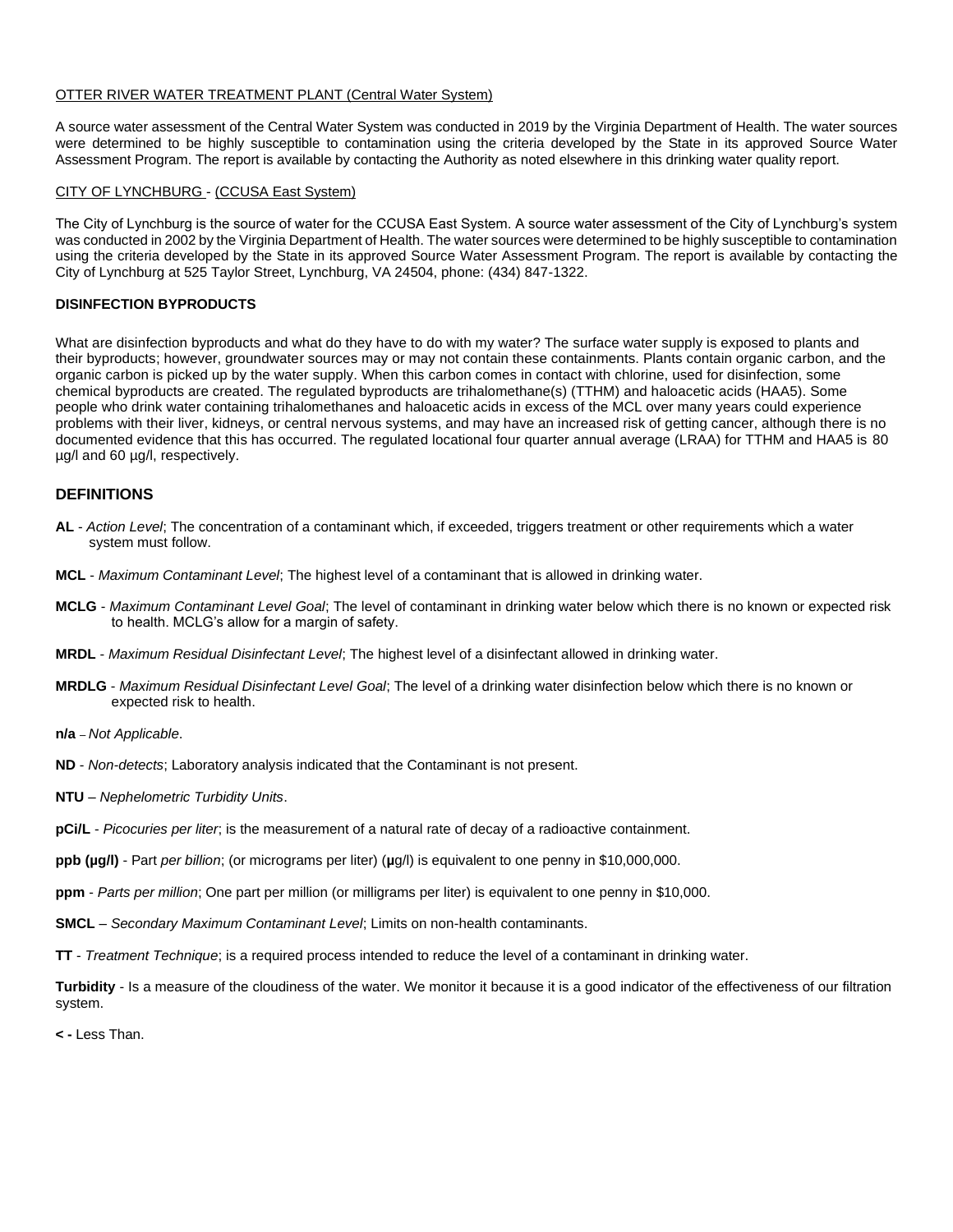OTTER RIVER WATER TREATMENT PLANT (Central Water System)

A source water assessment of the Central Water System was conducted in 2019 by the Virginia Department of Health. The water sources were determined to be highly susceptible to contamination using the criteria developed by the State in its approved Source Water Assessment Program. The report is available by contacting the Authority as noted elsewhere in this drinking water quality report.

CITY OF LYNCHBURG - (CCUSA East System)

The City of Lynchburg is the source of water for the CCUSA East System. A source water assessment of the City of Lynchburg's system was conducted in 2002 by the Virginia Department of Health. The water sources were determined to be highly susceptible to contamination using the criteria developed by the State in its approved Source Water Assessment Program. The report is available by contacting the City of Lynchburg at 525 Taylor Street, Lynchburg, VA 24504, phone: (434) 847-1322.

**DISINFECTION BYPRODUCTS**

What are disinfection byproducts and what do they have to do with my water? The surface water supply is exposed to plants and their byproducts; however, groundwater sources may or may not contain these containments. Plants contain organic carbon, and the organic carbon is picked up by the water supply. When this carbon comes in contact with chlorine, used for disinfection, some chemical byproducts are created. The regulated byproducts are trihalomethane(s) (TTHM) and haloacetic acids (HAA5). Some people who drink water containing trihalomethanes and haloacetic acids in excess of the MCL over many years could experience problems with their liver, kidneys, or central nervous systems, and may have an increased risk of getting cancer, although there is no documented evidence that this has occurred. The regulated locational four quarter annual average (LRAA) for TTHM and HAA5 is 80 µg/l and 60 µg/l, respectively.

## DEFINITIONS

**AL** - *Action Level*; The concentration of a contaminant which, if exceeded, triggers treatment or other requirements which a water system must follow.

**MCL** - *Maximum Contaminant Level*; The highest level of a contaminant that is allowed in drinking water.

**MCLG** - *Maximum Contaminant Level Goal*; The level of contaminant in drinking water below which there is no known or expected risk to health. MCLG's allow for a margin of safety.

**MRDL** - *Maximum Residual Disinfectant Level*; The highest level of a disinfectant allowed in drinking water.

**MRDLG** - *Maximum Residual Disinfectant Level Goal*; The level of a drinking water disinfection below which there is no known or expected risk to health.

**n/a** – *Not Applicable*.

**ND** - *Non-detects*; Laboratory analysis indicated that the Contaminant is not present.

**NTU** – *Nephelometric Turbidity Units*.

**pCi/L** - *Picocuries per liter*; is the measurement of a natural rate of decay of a radioactive containment.

**ppb (µg/l)** - Part *per billion*; (or micrograms per liter) (**µ**g/l) is equivalent to one penny in $10,000,000.

**ppm** - *Parts per million*; One part per million (or milligrams per liter) is equivalent to one penny in $10,000.

**SMCL** – *Secondary Maximum Contaminant Level*; Limits on non-health contaminants.

**TT** - *Treatment Technique*; is a required process intended to reduce the level of a contaminant in drinking water.

**Turbidity** - Is a measure of the cloudiness of the water. We monitor it because it is a good indicator of the effectiveness of our filtration system.

**< -** Less Than.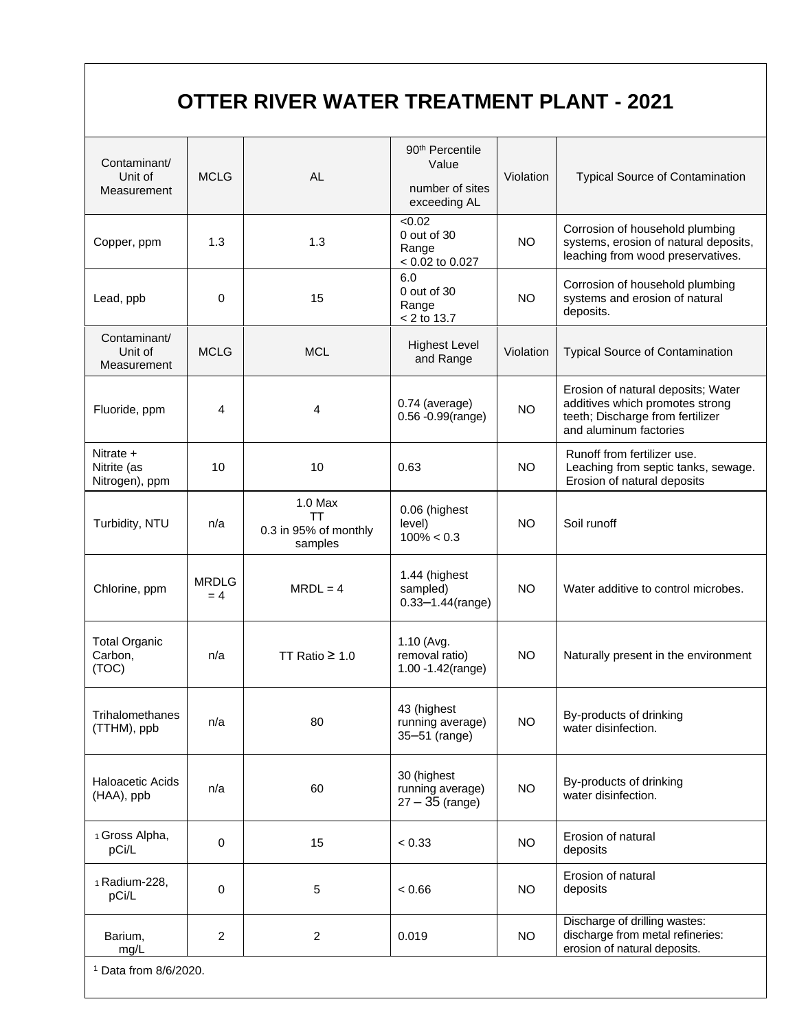# OTTER RIVER WATER TREATMENT PLANT - 2021

| Contaminant/ Unit of Measurement | MCLG | AL | 90th Percentile Value number of sites exceeding AL | Violation | Typical Source of Contamination |
|---|---|---|---|---|---|
| Copper, ppm | 1.3 | 1.3 | <0.02 0 out of 30 Range < 0.02 to 0.027 | NO | Corrosion of household plumbing systems, erosion of natural deposits, leaching from wood preservatives. |
| Lead, ppb | 0 | 15 | 6.0 0 out of 30 Range < 2 to 13.7 | NO | Corrosion of household plumbing systems and erosion of natural deposits. |
| **Contaminant/ Unit of Measurement** | **MCLG** | **MCL** | **Highest Level and Range** | **Violation** | **Typical Source of Contamination** |
| Fluoride, ppm | 4 | 4 | 0.74 (average) 0.56 -0.99(range) | NO | Erosion of natural deposits; Water additives which promotes strong teeth; Discharge from fertilizer and aluminum factories |
| Nitrate + Nitrite (as Nitrogen), ppm | 10 | 10 | 0.63 | NO | Runoff from fertilizer use. Leaching from septic tanks, sewage. Erosion of natural deposits |
| Turbidity, NTU | n/a | 1.0 Max TT 0.3 in 95% of monthly samples | 0.06 (highest level) 100% < 0.3 | NO | Soil runoff |
| Chlorine, ppm | MRDLG = 4 | MRDL = 4 | 1.44 (highest sampled) 0.33–1.44(range) | NO | Water additive to control microbes. |
| Total Organic Carbon, (TOC) | n/a | TT Ratio ≥ 1.0 | 1.10 (Avg. removal ratio) 1.00 -1.42(range) | NO | Naturally present in the environment |
| Trihalomethanes (TTHM), ppb | n/a | 80 | 43 (highest running average) 35–51 (range) | NO | By-products of drinking water disinfection. |
| Haloacetic Acids (HAA), ppb | n/a | 60 | 30 (highest running average) 27 – 35 (range) | NO | By-products of drinking water disinfection. |
| [1] Gross Alpha, pCi/L | 0 | 15 | < 0.33 | NO | Erosion of natural deposits |
| [1] Radium-228, pCi/L | 0 | 5 | < 0.66 | NO | Erosion of natural deposits |
| Barium, mg/L | 2 | 2 | 0.019 | NO | Discharge of drilling wastes: discharge from metal refineries: erosion of natural deposits. |

[1] Data from 8/6/2020.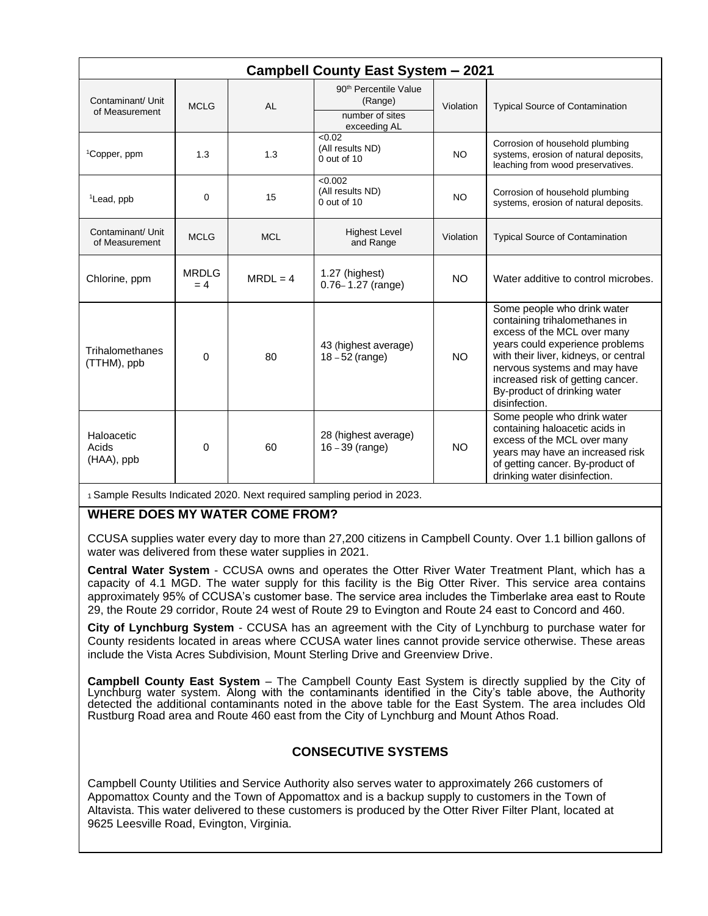| Campbell County East System – 2021 | | | | | |
|---|---|---|---|---|---|
| Contaminant/ Unit of Measurement | MCLG | AL | 90th Percentile Value (Range) number of sites exceeding AL | Violation | Typical Source of Contamination |
| [1]Copper, ppm | 1.3 | 1.3 | <0.02 (All results ND) 0 out of 10 | NO | Corrosion of household plumbing systems, erosion of natural deposits, leaching from wood preservatives. |
| [1]Lead, ppb | 0 | 15 | <0.002 (All results ND) 0 out of 10 | NO | Corrosion of household plumbing systems, erosion of natural deposits. |
| Contaminant/ Unit of Measurement | MCLG | MCL | Highest Level and Range | Violation | Typical Source of Contamination |
| Chlorine, ppm | MRDLG = 4 | MRDL = 4 | 1.27 (highest) 0.76– 1.27 (range) | NO | Water additive to control microbes. |
| Trihalomethanes (TTHM), ppb | 0 | 80 | 43 (highest average) 18 – 52 (range) | NO | Some people who drink water containing trihalomethanes in excess of the MCL over many years could experience problems with their liver, kidneys, or central nervous systems and may have increased risk of getting cancer. By-product of drinking water disinfection. |
| Haloacetic Acids (HAA), ppb | 0 | 60 | 28 (highest average) 16 – 39 (range) | NO | Some people who drink water containing haloacetic acids in excess of the MCL over many years may have an increased risk of getting cancer. By-product of drinking water disinfection. |

[1] Sample Results Indicated 2020. Next required sampling period in 2023.

## WHERE DOES MY WATER COME FROM?

CCUSA supplies water every day to more than 27,200 citizens in Campbell County. Over 1.1 billion gallons of water was delivered from these water supplies in 2021.

**Central Water System** - CCUSA owns and operates the Otter River Water Treatment Plant, which has a capacity of 4.1 MGD. The water supply for this facility is the Big Otter River. This service area contains approximately 95% of CCUSA's customer base. The service area includes the Timberlake area east to Route 29, the Route 29 corridor, Route 24 west of Route 29 to Evington and Route 24 east to Concord and 460.

**City of Lynchburg System** - CCUSA has an agreement with the City of Lynchburg to purchase water for County residents located in areas where CCUSA water lines cannot provide service otherwise. These areas include the Vista Acres Subdivision, Mount Sterling Drive and Greenview Drive.

**Campbell County East System** – The Campbell County East System is directly supplied by the City of Lynchburg water system. Along with the contaminants identified in the City's table above, the Authority detected the additional contaminants noted in the above table for the East System. The area includes Old Rustburg Road area and Route 460 east from the City of Lynchburg and Mount Athos Road.

## CONSECUTIVE SYSTEMS

Campbell County Utilities and Service Authority also serves water to approximately 266 customers of Appomattox County and the Town of Appomattox and is a backup supply to customers in the Town of Altavista. This water delivered to these customers is produced by the Otter River Filter Plant, located at 9625 Leesville Road, Evington, Virginia.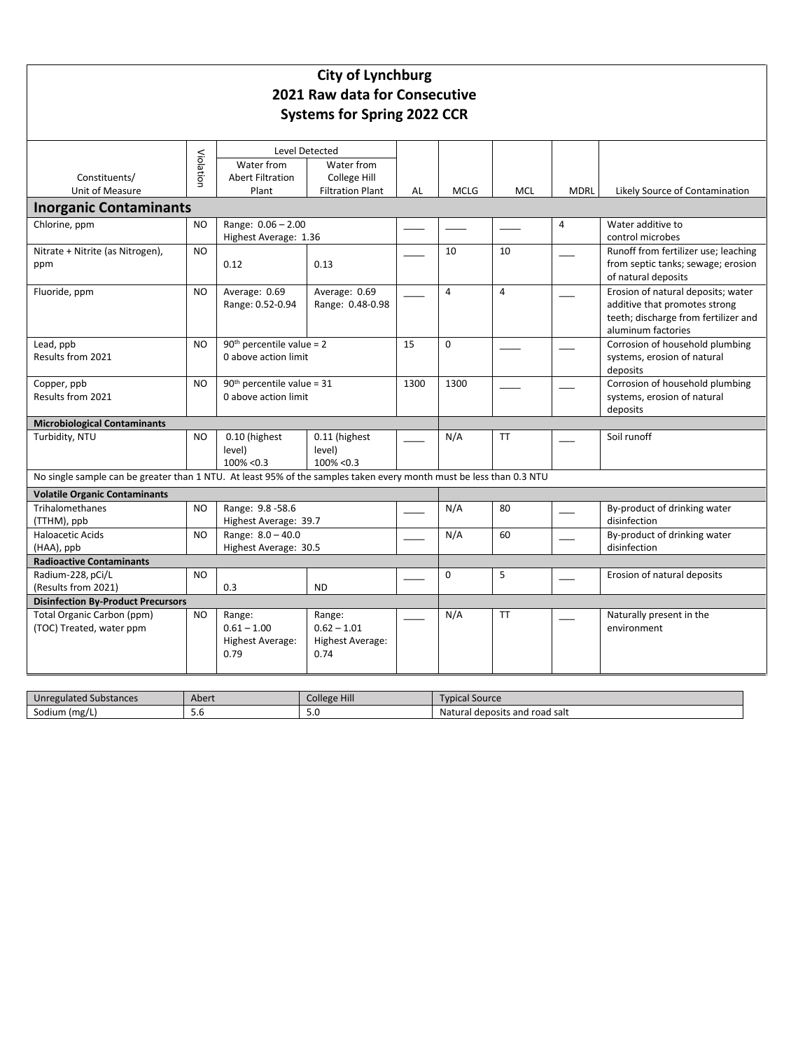# City of Lynchburg
# 2021 Raw data for Consecutive Systems for Spring 2022 CCR

| Constituents/ Unit of Measure | Violation | Level Detected: Water from Abert Filtration Plant | Level Detected: Water from College Hill Filtration Plant | AL | MCLG | MCL | MDRL | Likely Source of Contamination |
|---|---|---|---|---|---|---|---|---|
| **Inorganic Contaminants** | | | | | | | | |
| Chlorine, ppm | NO | Range: 0.06 – 2.00 Highest Average: 1.36 | | ____ | ____ | ____ | 4 | Water additive to control microbes |
| Nitrate + Nitrite (as Nitrogen), ppm | NO | 0.12 | 0.13 | ____ | 10 | 10 | ___ | Runoff from fertilizer use; leaching from septic tanks; sewage; erosion of natural deposits |
| Fluoride, ppm | NO | Average: 0.69 Range: 0.52-0.94 | Average: 0.69 Range: 0.48-0.98 | ____ | 4 | 4 | ___ | Erosion of natural deposits; water additive that promotes strong teeth; discharge from fertilizer and aluminum factories |
| Lead, ppb Results from 2021 | NO | 90th percentile value = 2 0 above action limit | | 15 | 0 | ____ | ___ | Corrosion of household plumbing systems, erosion of natural deposits |
| Copper, ppb Results from 2021 | NO | 90th percentile value = 31 0 above action limit | | 1300 | 1300 | ____ | ___ | Corrosion of household plumbing systems, erosion of natural deposits |
| **Microbiological Contaminants** | | | | | | | | |
| Turbidity, NTU | NO | 0.10 (highest level) 100% <0.3 | 0.11 (highest level) 100% <0.3 | ____ | N/A | TT | ___ | Soil runoff |
| No single sample can be greater than 1 NTU. At least 95% of the samples taken every month must be less than 0.3 NTU | | | | | | | | |
| **Volatile Organic Contaminants** | | | | | | | | |
| Trihalomethanes (TTHM), ppb | NO | Range: 9.8 -58.6 Highest Average: 39.7 | | ____ | N/A | 80 | ___ | By-product of drinking water disinfection |
| Haloacetic Acids (HAA), ppb | NO | Range: 8.0 – 40.0 Highest Average: 30.5 | | ____ | N/A | 60 | ___ | By-product of drinking water disinfection |
| **Radioactive Contaminants** | | | | | | | | |
| Radium-228, pCi/L (Results from 2021) | NO | 0.3 | ND | ____ | 0 | 5 | ___ | Erosion of natural deposits |
| **Disinfection By-Product Precursors** | | | | | | | | |
| Total Organic Carbon (ppm) (TOC) Treated, water ppm | NO | Range: 0.61 – 1.00 Highest Average: 0.79 | Range: 0.62 – 1.01 Highest Average: 0.74 | ____ | N/A | TT | ___ | Naturally present in the environment |

| Unregulated Substances | Abert | College Hill | Typical Source |
|---|---|---|---|
| Sodium (mg/L) | 5.6 | 5.0 | Natural deposits and road salt |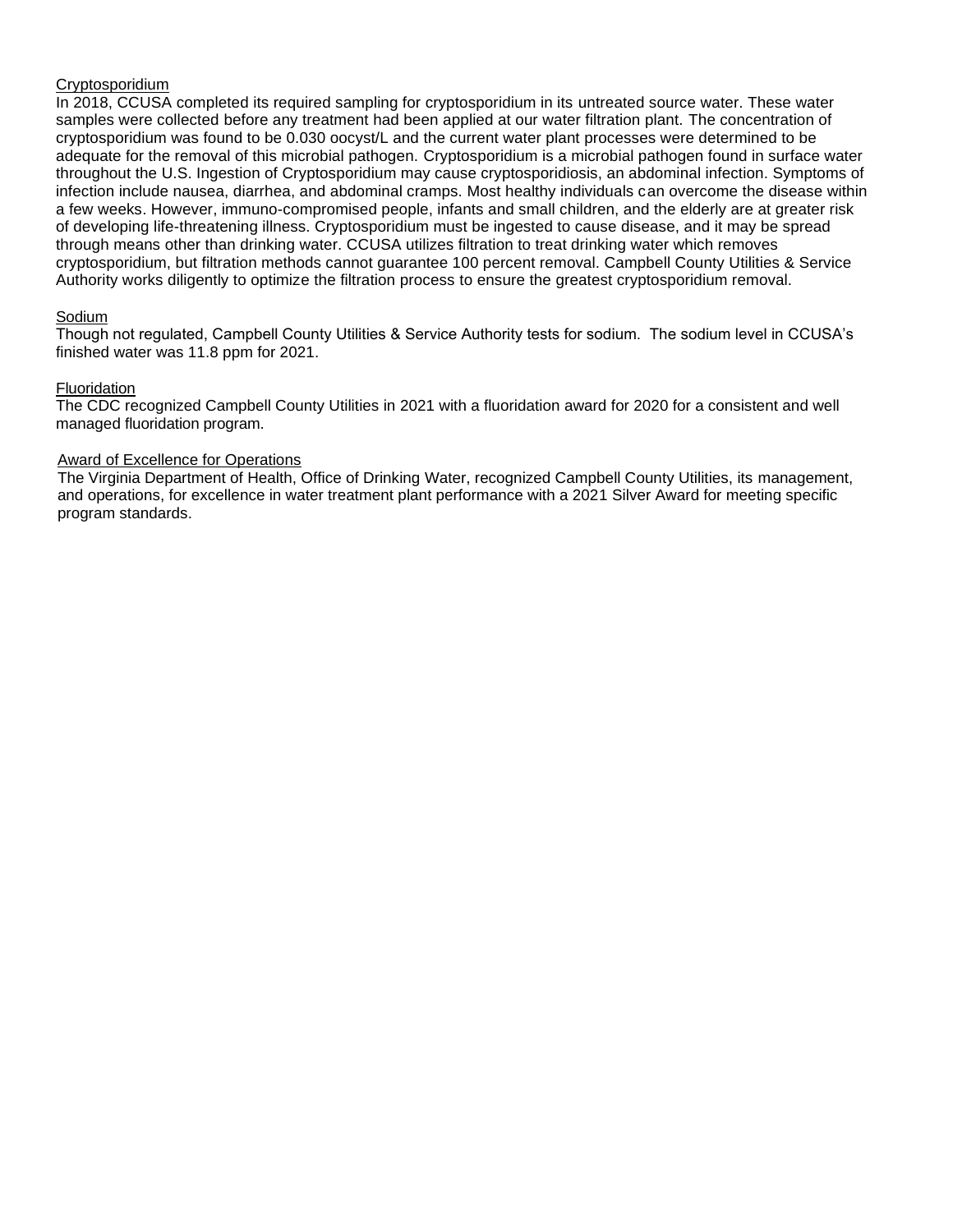<u>Cryptosporidium</u>

In 2018, CCUSA completed its required sampling for cryptosporidium in its untreated source water. These water samples were collected before any treatment had been applied at our water filtration plant. The concentration of cryptosporidium was found to be 0.030 oocyst/L and the current water plant processes were determined to be adequate for the removal of this microbial pathogen. Cryptosporidium is a microbial pathogen found in surface water throughout the U.S. Ingestion of Cryptosporidium may cause cryptosporidiosis, an abdominal infection. Symptoms of infection include nausea, diarrhea, and abdominal cramps. Most healthy individuals can overcome the disease within a few weeks. However, immuno-compromised people, infants and small children, and the elderly are at greater risk of developing life-threatening illness. Cryptosporidium must be ingested to cause disease, and it may be spread through means other than drinking water. CCUSA utilizes filtration to treat drinking water which removes cryptosporidium, but filtration methods cannot guarantee 100 percent removal. Campbell County Utilities & Service Authority works diligently to optimize the filtration process to ensure the greatest cryptosporidium removal.

<u>Sodium</u>

Though not regulated, Campbell County Utilities & Service Authority tests for sodium. The sodium level in CCUSA's finished water was 11.8 ppm for 2021.

<u>Fluoridation</u>

The CDC recognized Campbell County Utilities in 2021 with a fluoridation award for 2020 for a consistent and well managed fluoridation program.

<u>Award of Excellence for Operations</u>

The Virginia Department of Health, Office of Drinking Water, recognized Campbell County Utilities, its management, and operations, for excellence in water treatment plant performance with a 2021 Silver Award for meeting specific program standards.